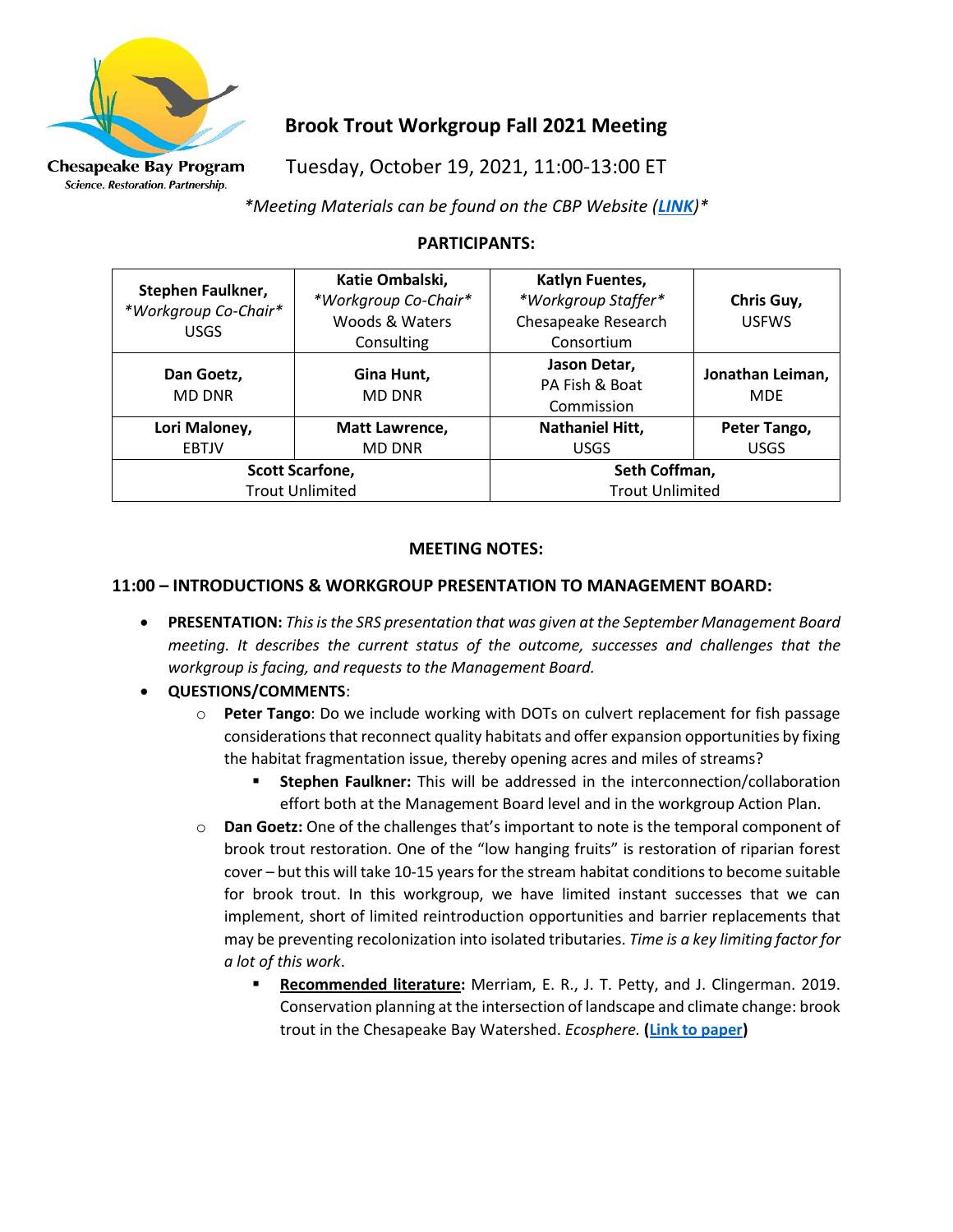# Brook Trout Workgroup Fall 2021 Meeting

Tuesday, October 19, 2021, 11:00-13:00 ET

*\*Meeting Materials can be found on the CBP Website ([LINK](#))\**

**PARTICIPANTS:**

| | | | |
|---|---|---|---|
| **Stephen Faulkner,** *\*Workgroup Co-Chair\** USGS | **Katie Ombalski,** *\*Workgroup Co-Chair\** Woods & Waters Consulting | **Katlyn Fuentes,** *\*Workgroup Staffer\** Chesapeake Research Consortium | **Chris Guy,** USFWS |
| **Dan Goetz,** MD DNR | **Gina Hunt,** MD DNR | **Jason Detar,** PA Fish & Boat Commission | **Jonathan Leiman,** MDE |
| **Lori Maloney,** EBTJV | **Matt Lawrence,** MD DNR | **Nathaniel Hitt,** USGS | **Peter Tango,** USGS |
| **Scott Scarfone,** Trout Unlimited | | **Seth Coffman,** Trout Unlimited | |

**MEETING NOTES:**

## 11:00 – INTRODUCTIONS & WORKGROUP PRESENTATION TO MANAGEMENT BOARD:

- **PRESENTATION:** *This is the SRS presentation that was given at the September Management Board meeting. It describes the current status of the outcome, successes and challenges that the workgroup is facing, and requests to the Management Board.*
- **QUESTIONS/COMMENTS**:
  - **Peter Tango**: Do we include working with DOTs on culvert replacement for fish passage considerations that reconnect quality habitats and offer expansion opportunities by fixing the habitat fragmentation issue, thereby opening acres and miles of streams?
    - **Stephen Faulkner:** This will be addressed in the interconnection/collaboration effort both at the Management Board level and in the workgroup Action Plan.
  - **Dan Goetz:** One of the challenges that's important to note is the temporal component of brook trout restoration. One of the "low hanging fruits" is restoration of riparian forest cover – but this will take 10-15 years for the stream habitat conditions to become suitable for brook trout. In this workgroup, we have limited instant successes that we can implement, short of limited reintroduction opportunities and barrier replacements that may be preventing recolonization into isolated tributaries. *Time is a key limiting factor for a lot of this work*.
    - <u>**Recommended literature**</u>**:** Merriam, E. R., J. T. Petty, and J. Clingerman. 2019. Conservation planning at the intersection of landscape and climate change: brook trout in the Chesapeake Bay Watershed. *Ecosphere.* **([Link to paper](#))**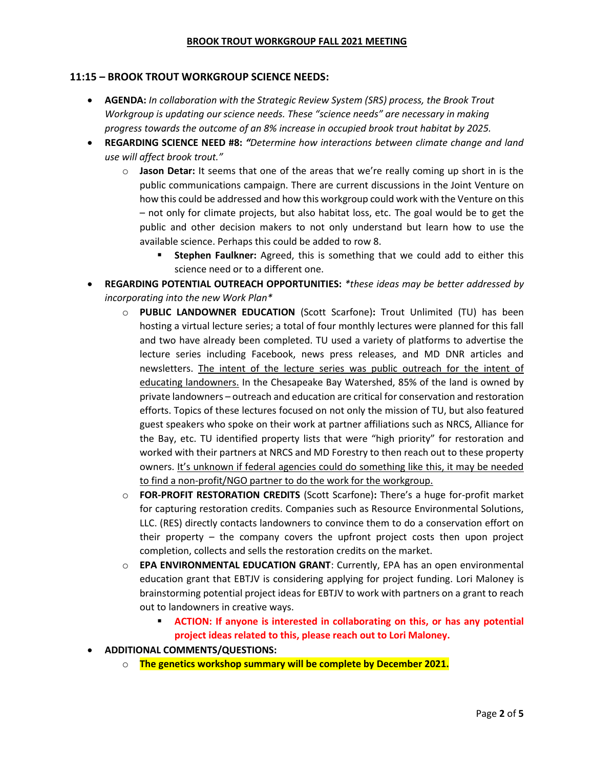## 11:15 – BROOK TROUT WORKGROUP SCIENCE NEEDS:

- **AGENDA:** *In collaboration with the Strategic Review System (SRS) process, the Brook Trout Workgroup is updating our science needs. These "science needs" are necessary in making progress towards the outcome of an 8% increase in occupied brook trout habitat by 2025.*
- **REGARDING SCIENCE NEED #8:** *"Determine how interactions between climate change and land use will affect brook trout."*
  - **Jason Detar:** It seems that one of the areas that we're really coming up short in is the public communications campaign. There are current discussions in the Joint Venture on how this could be addressed and how this workgroup could work with the Venture on this – not only for climate projects, but also habitat loss, etc. The goal would be to get the public and other decision makers to not only understand but learn how to use the available science. Perhaps this could be added to row 8.
    - **Stephen Faulkner:** Agreed, this is something that we could add to either this science need or to a different one.
- **REGARDING POTENTIAL OUTREACH OPPORTUNITIES:** *\*these ideas may be better addressed by incorporating into the new Work Plan\**
  - **PUBLIC LANDOWNER EDUCATION** (Scott Scarfone)**:** Trout Unlimited (TU) has been hosting a virtual lecture series; a total of four monthly lectures were planned for this fall and two have already been completed. TU used a variety of platforms to advertise the lecture series including Facebook, news press releases, and MD DNR articles and newsletters. <u>The intent of the lecture series was public outreach for the intent of educating landowners.</u> In the Chesapeake Bay Watershed, 85% of the land is owned by private landowners – outreach and education are critical for conservation and restoration efforts. Topics of these lectures focused on not only the mission of TU, but also featured guest speakers who spoke on their work at partner affiliations such as NRCS, Alliance for the Bay, etc. TU identified property lists that were "high priority" for restoration and worked with their partners at NRCS and MD Forestry to then reach out to these property owners. <u>It's unknown if federal agencies could do something like this, it may be needed to find a non-profit/NGO partner to do the work for the workgroup.</u>
  - **FOR-PROFIT RESTORATION CREDITS** (Scott Scarfone)**:** There's a huge for-profit market for capturing restoration credits. Companies such as Resource Environmental Solutions, LLC. (RES) directly contacts landowners to convince them to do a conservation effort on their property – the company covers the upfront project costs then upon project completion, collects and sells the restoration credits on the market.
  - **EPA ENVIRONMENTAL EDUCATION GRANT**: Currently, EPA has an open environmental education grant that EBTJV is considering applying for project funding. Lori Maloney is brainstorming potential project ideas for EBTJV to work with partners on a grant to reach out to landowners in creative ways.
    - **ACTION: If anyone is interested in collaborating on this, or has any potential project ideas related to this, please reach out to Lori Maloney.**
- **ADDITIONAL COMMENTS/QUESTIONS:**
  - **The genetics workshop summary will be complete by December 2021.**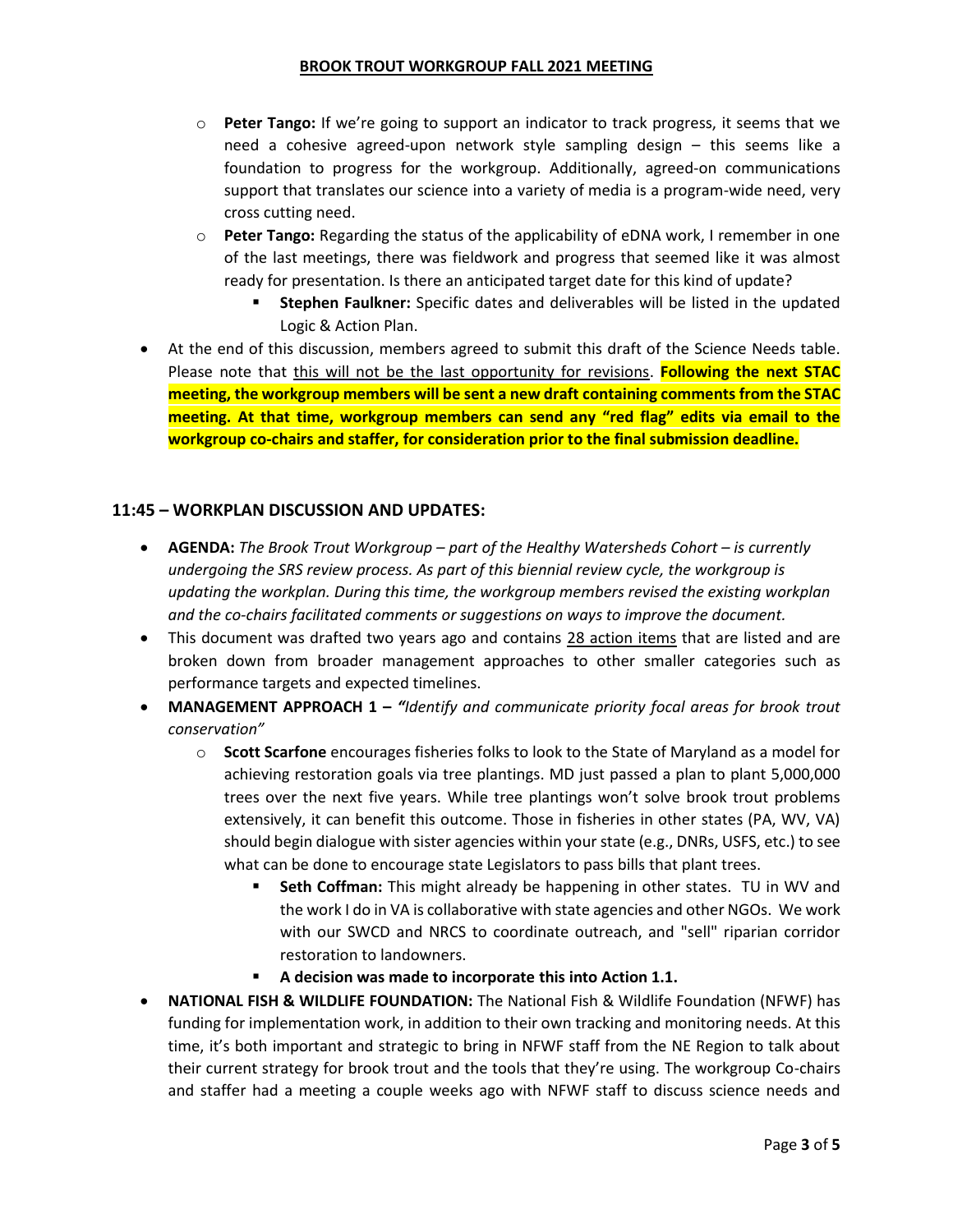- **Peter Tango:** If we're going to support an indicator to track progress, it seems that we need a cohesive agreed-upon network style sampling design – this seems like a foundation to progress for the workgroup. Additionally, agreed-on communications support that translates our science into a variety of media is a program-wide need, very cross cutting need.
- **Peter Tango:** Regarding the status of the applicability of eDNA work, I remember in one of the last meetings, there was fieldwork and progress that seemed like it was almost ready for presentation. Is there an anticipated target date for this kind of update?
    - **Stephen Faulkner:** Specific dates and deliverables will be listed in the updated Logic & Action Plan.

- At the end of this discussion, members agreed to submit this draft of the Science Needs table. Please note that <u>this will not be the last opportunity for revisions</u>. **Following the next STAC meeting, the workgroup members will be sent a new draft containing comments from the STAC meeting. At that time, workgroup members can send any "red flag" edits via email to the workgroup co-chairs and staffer, for consideration prior to the final submission deadline.**

## 11:45 – WORKPLAN DISCUSSION AND UPDATES:

- **AGENDA:** *The Brook Trout Workgroup – part of the Healthy Watersheds Cohort – is currently undergoing the SRS review process. As part of this biennial review cycle, the workgroup is updating the workplan. During this time, the workgroup members revised the existing workplan and the co-chairs facilitated comments or suggestions on ways to improve the document.*
- This document was drafted two years ago and contains <u>28 action items</u> that are listed and are broken down from broader management approaches to other smaller categories such as performance targets and expected timelines.
- **MANAGEMENT APPROACH 1 –** *"Identify and communicate priority focal areas for brook trout conservation"*
    - **Scott Scarfone** encourages fisheries folks to look to the State of Maryland as a model for achieving restoration goals via tree plantings. MD just passed a plan to plant 5,000,000 trees over the next five years. While tree plantings won't solve brook trout problems extensively, it can benefit this outcome. Those in fisheries in other states (PA, WV, VA) should begin dialogue with sister agencies within your state (e.g., DNRs, USFS, etc.) to see what can be done to encourage state Legislators to pass bills that plant trees.
        - **Seth Coffman:** This might already be happening in other states. TU in WV and the work I do in VA is collaborative with state agencies and other NGOs. We work with our SWCD and NRCS to coordinate outreach, and "sell" riparian corridor restoration to landowners.
        - **A decision was made to incorporate this into Action 1.1.**
- **NATIONAL FISH & WILDLIFE FOUNDATION:** The National Fish & Wildlife Foundation (NFWF) has funding for implementation work, in addition to their own tracking and monitoring needs. At this time, it's both important and strategic to bring in NFWF staff from the NE Region to talk about their current strategy for brook trout and the tools that they're using. The workgroup Co-chairs and staffer had a meeting a couple weeks ago with NFWF staff to discuss science needs and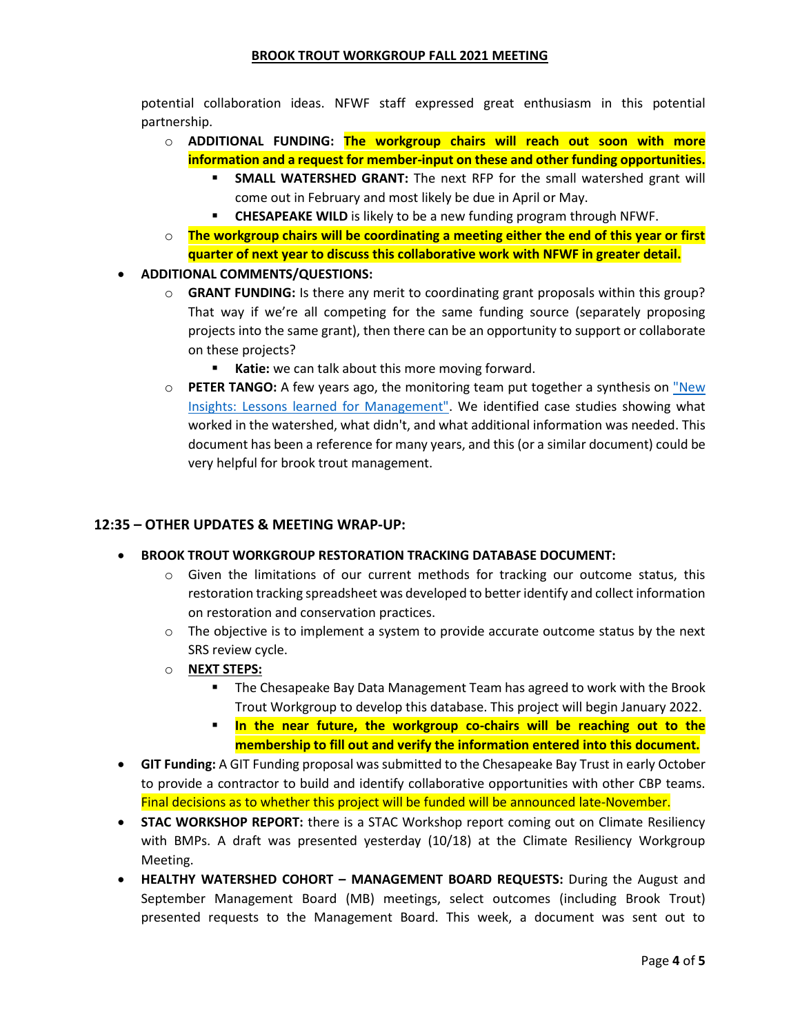potential collaboration ideas. NFWF staff expressed great enthusiasm in this potential partnership.

- **ADDITIONAL FUNDING: The workgroup chairs will reach out soon with more information and a request for member-input on these and other funding opportunities.**
  - **SMALL WATERSHED GRANT:** The next RFP for the small watershed grant will come out in February and most likely be due in April or May.
  - **CHESAPEAKE WILD** is likely to be a new funding program through NFWF.
- **The workgroup chairs will be coordinating a meeting either the end of this year or first quarter of next year to discuss this collaborative work with NFWF in greater detail.**

- **ADDITIONAL COMMENTS/QUESTIONS:**
  - **GRANT FUNDING:** Is there any merit to coordinating grant proposals within this group? That way if we're all competing for the same funding source (separately proposing projects into the same grant), then there can be an opportunity to support or collaborate on these projects?
    - **Katie:** we can talk about this more moving forward.
  - **PETER TANGO:** A few years ago, the monitoring team put together a synthesis on "New Insights: Lessons learned for Management". We identified case studies showing what worked in the watershed, what didn't, and what additional information was needed. This document has been a reference for many years, and this (or a similar document) could be very helpful for brook trout management.

## 12:35 – OTHER UPDATES & MEETING WRAP-UP:

- **BROOK TROUT WORKGROUP RESTORATION TRACKING DATABASE DOCUMENT:**
  - Given the limitations of our current methods for tracking our outcome status, this restoration tracking spreadsheet was developed to better identify and collect information on restoration and conservation practices.
  - The objective is to implement a system to provide accurate outcome status by the next SRS review cycle.
  - **NEXT STEPS:**
    - The Chesapeake Bay Data Management Team has agreed to work with the Brook Trout Workgroup to develop this database. This project will begin January 2022.
    - **In the near future, the workgroup co-chairs will be reaching out to the membership to fill out and verify the information entered into this document.**
- **GIT Funding:** A GIT Funding proposal was submitted to the Chesapeake Bay Trust in early October to provide a contractor to build and identify collaborative opportunities with other CBP teams. Final decisions as to whether this project will be funded will be announced late-November.
- **STAC WORKSHOP REPORT:** there is a STAC Workshop report coming out on Climate Resiliency with BMPs. A draft was presented yesterday (10/18) at the Climate Resiliency Workgroup Meeting.
- **HEALTHY WATERSHED COHORT – MANAGEMENT BOARD REQUESTS:** During the August and September Management Board (MB) meetings, select outcomes (including Brook Trout) presented requests to the Management Board. This week, a document was sent out to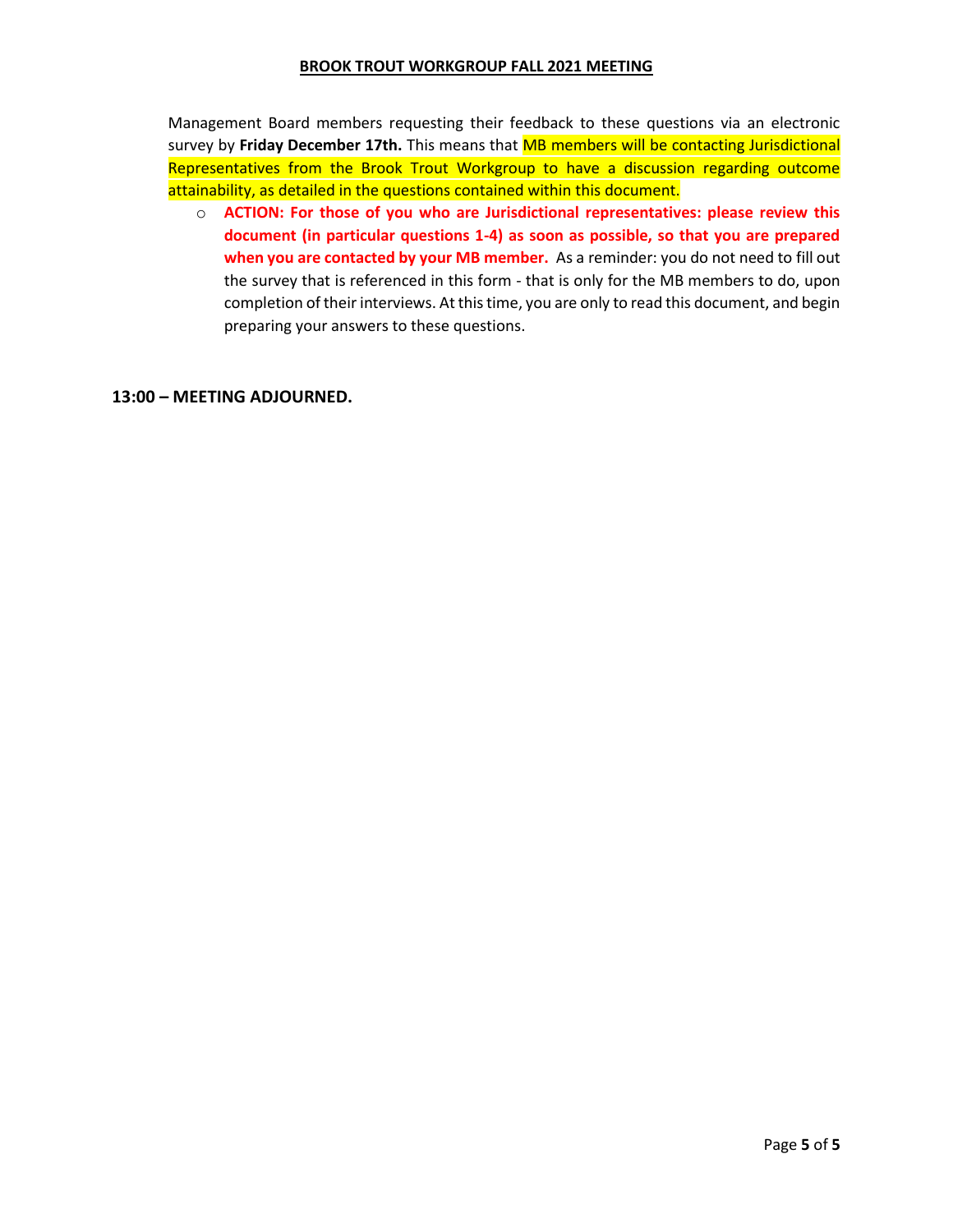Management Board members requesting their feedback to these questions via an electronic survey by **Friday December 17th.** This means that MB members will be contacting Jurisdictional Representatives from the Brook Trout Workgroup to have a discussion regarding outcome attainability, as detailed in the questions contained within this document.

- **ACTION: For those of you who are Jurisdictional representatives: please review this document (in particular questions 1-4) as soon as possible, so that you are prepared when you are contacted by your MB member.** As a reminder: you do not need to fill out the survey that is referenced in this form - that is only for the MB members to do, upon completion of their interviews. At this time, you are only to read this document, and begin preparing your answers to these questions.

**13:00 – MEETING ADJOURNED.**